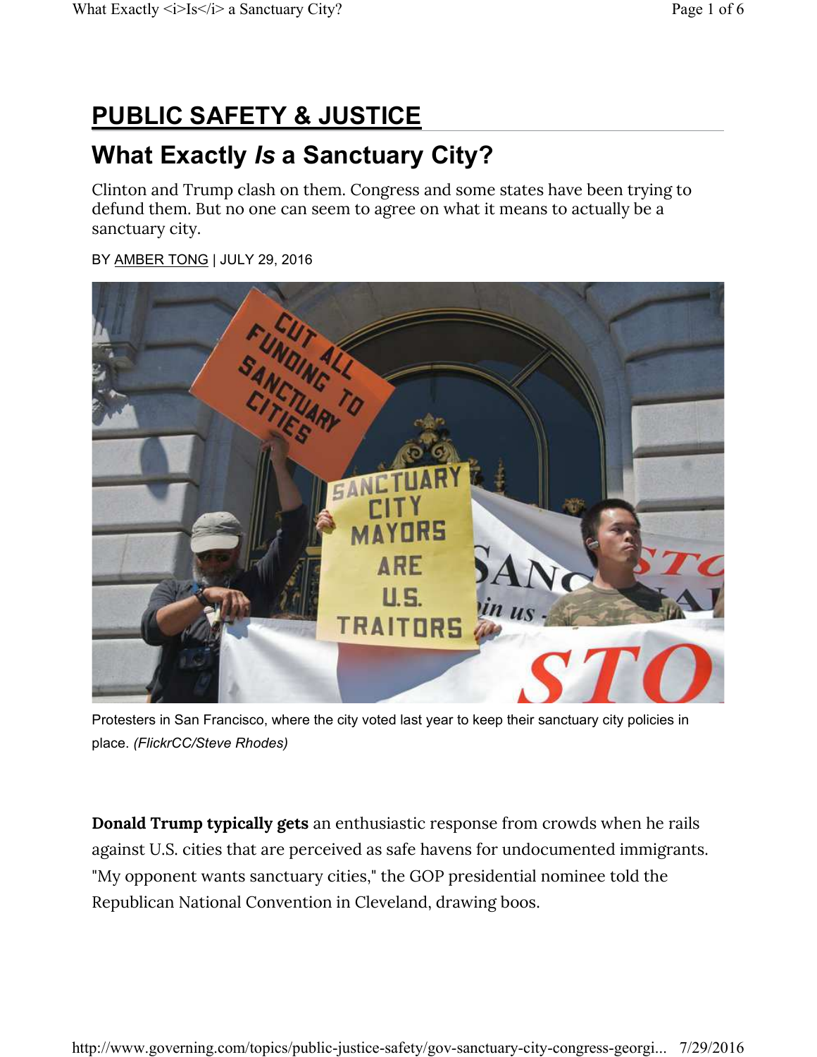# PUBLIC SAFETY & JUSTICE

## What Exactly *Is* a Sanctuary City?

Clinton and Trump clash on them. Congress and some states have been trying to defund them. But no one can seem to agree on what it means to actually be a sanctuary city.

BY AMBER TONG | JULY 29, 2016

Protesters in San Francisco, where the city voted last year to keep their sanctuary city policies in place. *(FlickrCC/Steve Rhodes)*

**Donald Trump typically gets** an enthusiastic response from crowds when he rails against U.S. cities that are perceived as safe havens for undocumented immigrants. "My opponent wants sanctuary cities," the GOP presidential nominee told the Republican National Convention in Cleveland, drawing boos.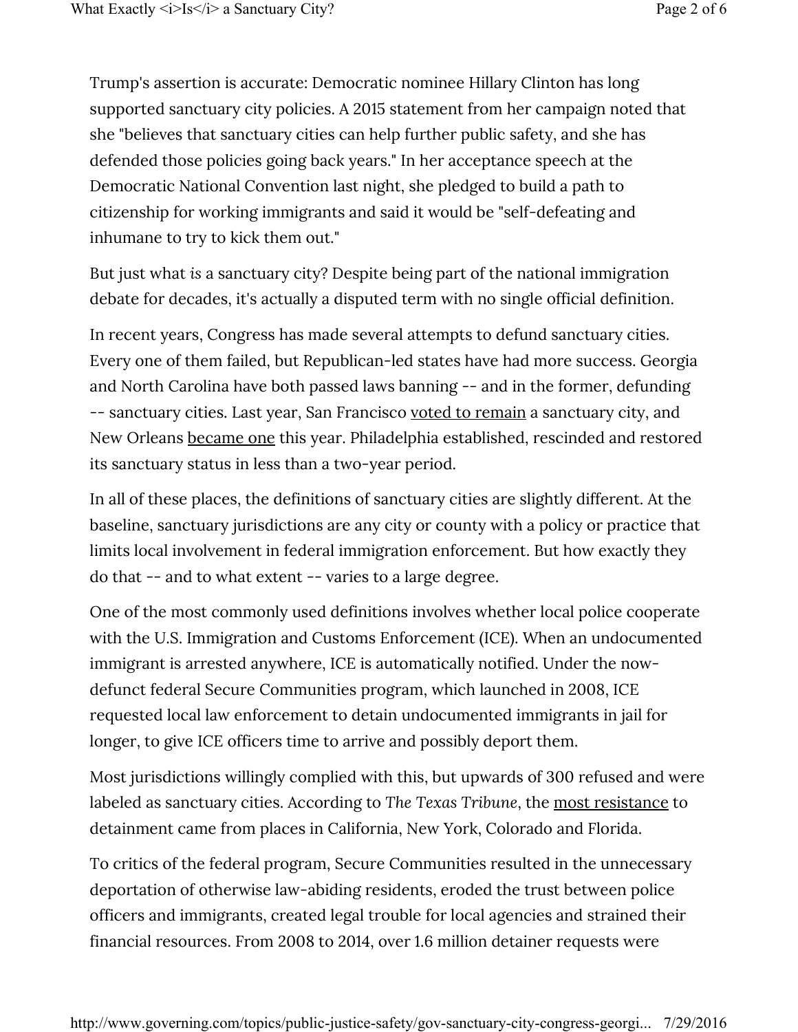Trump's assertion is accurate: Democratic nominee Hillary Clinton has long supported sanctuary city policies. A 2015 statement from her campaign noted that she "believes that sanctuary cities can help further public safety, and she has defended those policies going back years." In her acceptance speech at the Democratic National Convention last night, she pledged to build a path to citizenship for working immigrants and said it would be "self-defeating and inhumane to try to kick them out."

But just what *is* a sanctuary city? Despite being part of the national immigration debate for decades, it's actually a disputed term with no single official definition.

In recent years, Congress has made several attempts to defund sanctuary cities. Every one of them failed, but Republican-led states have had more success. Georgia and North Carolina have both passed laws banning -- and in the former, defunding -- sanctuary cities. Last year, San Francisco voted to remain a sanctuary city, and New Orleans became one this year. Philadelphia established, rescinded and restored its sanctuary status in less than a two-year period.

In all of these places, the definitions of sanctuary cities are slightly different. At the baseline, sanctuary jurisdictions are any city or county with a policy or practice that limits local involvement in federal immigration enforcement. But how exactly they do that -- and to what extent -- varies to a large degree.

One of the most commonly used definitions involves whether local police cooperate with the U.S. Immigration and Customs Enforcement (ICE). When an undocumented immigrant is arrested anywhere, ICE is automatically notified. Under the now-defunct federal Secure Communities program, which launched in 2008, ICE requested local law enforcement to detain undocumented immigrants in jail for longer, to give ICE officers time to arrive and possibly deport them.

Most jurisdictions willingly complied with this, but upwards of 300 refused and were labeled as sanctuary cities. According to *The Texas Tribune*, the most resistance to detainment came from places in California, New York, Colorado and Florida.

To critics of the federal program, Secure Communities resulted in the unnecessary deportation of otherwise law-abiding residents, eroded the trust between police officers and immigrants, created legal trouble for local agencies and strained their financial resources. From 2008 to 2014, over 1.6 million detainer requests were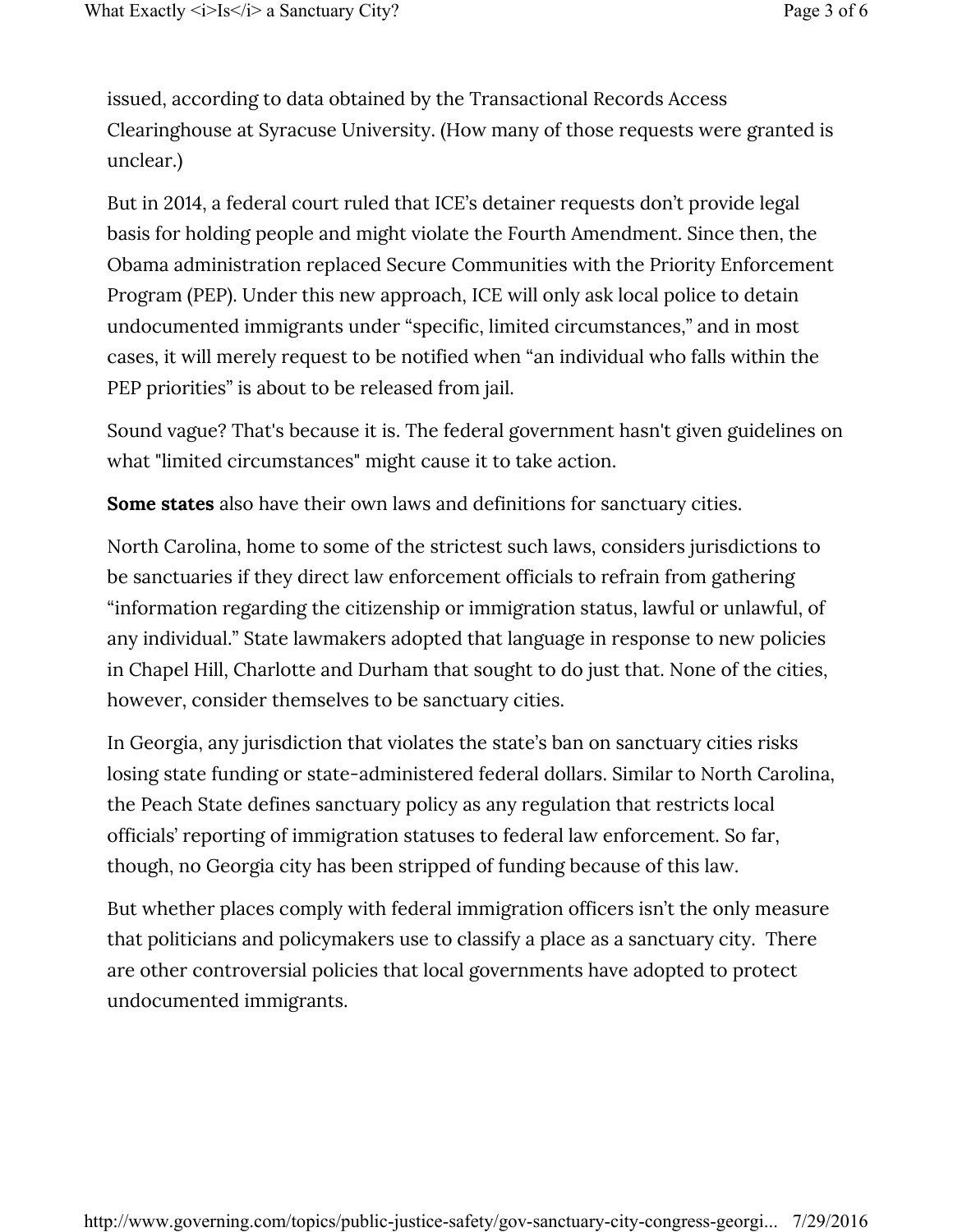issued, according to data obtained by the Transactional Records Access Clearinghouse at Syracuse University. (How many of those requests were granted is unclear.)

But in 2014, a federal court ruled that ICE's detainer requests don't provide legal basis for holding people and might violate the Fourth Amendment. Since then, the Obama administration replaced Secure Communities with the Priority Enforcement Program (PEP). Under this new approach, ICE will only ask local police to detain undocumented immigrants under "specific, limited circumstances," and in most cases, it will merely request to be notified when "an individual who falls within the PEP priorities" is about to be released from jail.

Sound vague? That's because it is. The federal government hasn't given guidelines on what "limited circumstances" might cause it to take action.

**Some states** also have their own laws and definitions for sanctuary cities.

North Carolina, home to some of the strictest such laws, considers jurisdictions to be sanctuaries if they direct law enforcement officials to refrain from gathering "information regarding the citizenship or immigration status, lawful or unlawful, of any individual." State lawmakers adopted that language in response to new policies in Chapel Hill, Charlotte and Durham that sought to do just that. None of the cities, however, consider themselves to be sanctuary cities.

In Georgia, any jurisdiction that violates the state's ban on sanctuary cities risks losing state funding or state-administered federal dollars. Similar to North Carolina, the Peach State defines sanctuary policy as any regulation that restricts local officials' reporting of immigration statuses to federal law enforcement. So far, though, no Georgia city has been stripped of funding because of this law.

But whether places comply with federal immigration officers isn't the only measure that politicians and policymakers use to classify a place as a sanctuary city. There are other controversial policies that local governments have adopted to protect undocumented immigrants.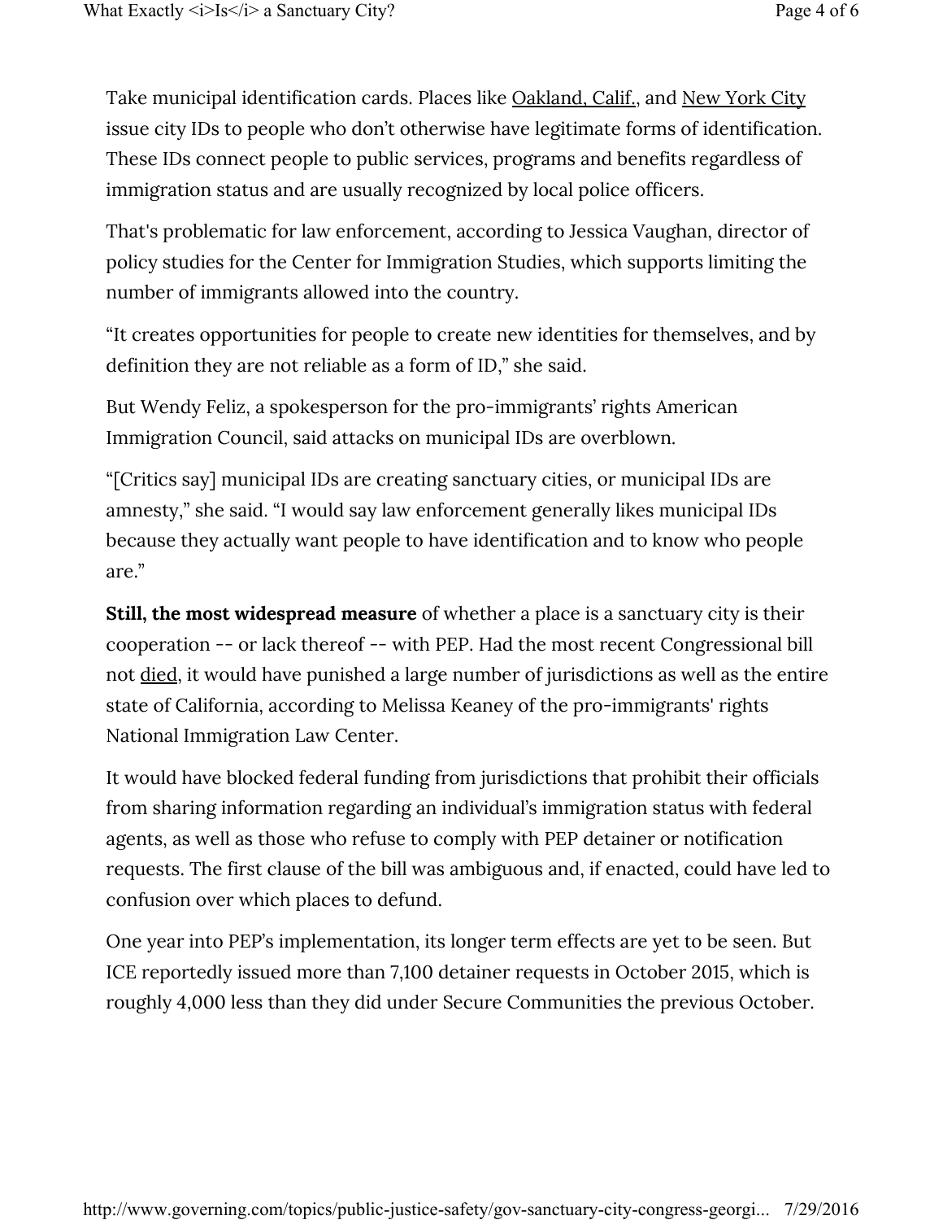Take municipal identification cards. Places like Oakland, Calif., and New York City issue city IDs to people who don't otherwise have legitimate forms of identification. These IDs connect people to public services, programs and benefits regardless of immigration status and are usually recognized by local police officers.

That's problematic for law enforcement, according to Jessica Vaughan, director of policy studies for the Center for Immigration Studies, which supports limiting the number of immigrants allowed into the country.

"It creates opportunities for people to create new identities for themselves, and by definition they are not reliable as a form of ID," she said.

But Wendy Feliz, a spokesperson for the pro-immigrants' rights American Immigration Council, said attacks on municipal IDs are overblown.

"[Critics say] municipal IDs are creating sanctuary cities, or municipal IDs are amnesty," she said. "I would say law enforcement generally likes municipal IDs because they actually want people to have identification and to know who people are."

**Still, the most widespread measure** of whether a place is a sanctuary city is their cooperation -- or lack thereof -- with PEP. Had the most recent Congressional bill not died, it would have punished a large number of jurisdictions as well as the entire state of California, according to Melissa Keaney of the pro-immigrants' rights National Immigration Law Center.

It would have blocked federal funding from jurisdictions that prohibit their officials from sharing information regarding an individual's immigration status with federal agents, as well as those who refuse to comply with PEP detainer or notification requests. The first clause of the bill was ambiguous and, if enacted, could have led to confusion over which places to defund.

One year into PEP's implementation, its longer term effects are yet to be seen. But ICE reportedly issued more than 7,100 detainer requests in October 2015, which is roughly 4,000 less than they did under Secure Communities the previous October.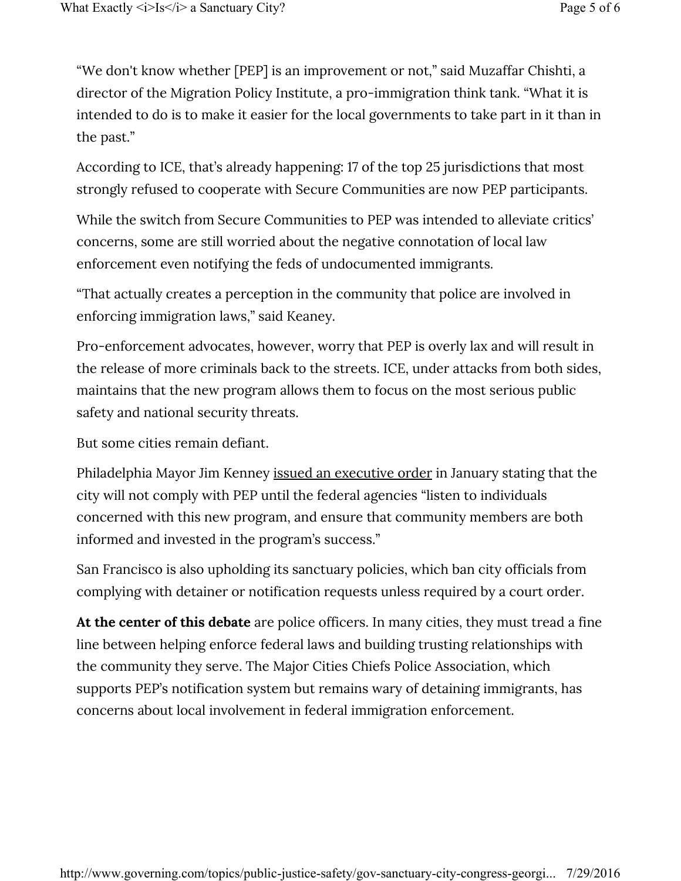"We don't know whether [PEP] is an improvement or not," said Muzaffar Chishti, a director of the Migration Policy Institute, a pro-immigration think tank. "What it is intended to do is to make it easier for the local governments to take part in it than in the past."

According to ICE, that's already happening: 17 of the top 25 jurisdictions that most strongly refused to cooperate with Secure Communities are now PEP participants.

While the switch from Secure Communities to PEP was intended to alleviate critics' concerns, some are still worried about the negative connotation of local law enforcement even notifying the feds of undocumented immigrants.

"That actually creates a perception in the community that police are involved in enforcing immigration laws," said Keaney.

Pro-enforcement advocates, however, worry that PEP is overly lax and will result in the release of more criminals back to the streets. ICE, under attacks from both sides, maintains that the new program allows them to focus on the most serious public safety and national security threats.

But some cities remain defiant.

Philadelphia Mayor Jim Kenney issued an executive order in January stating that the city will not comply with PEP until the federal agencies "listen to individuals concerned with this new program, and ensure that community members are both informed and invested in the program's success."

San Francisco is also upholding its sanctuary policies, which ban city officials from complying with detainer or notification requests unless required by a court order.

**At the center of this debate** are police officers. In many cities, they must tread a fine line between helping enforce federal laws and building trusting relationships with the community they serve. The Major Cities Chiefs Police Association, which supports PEP's notification system but remains wary of detaining immigrants, has concerns about local involvement in federal immigration enforcement.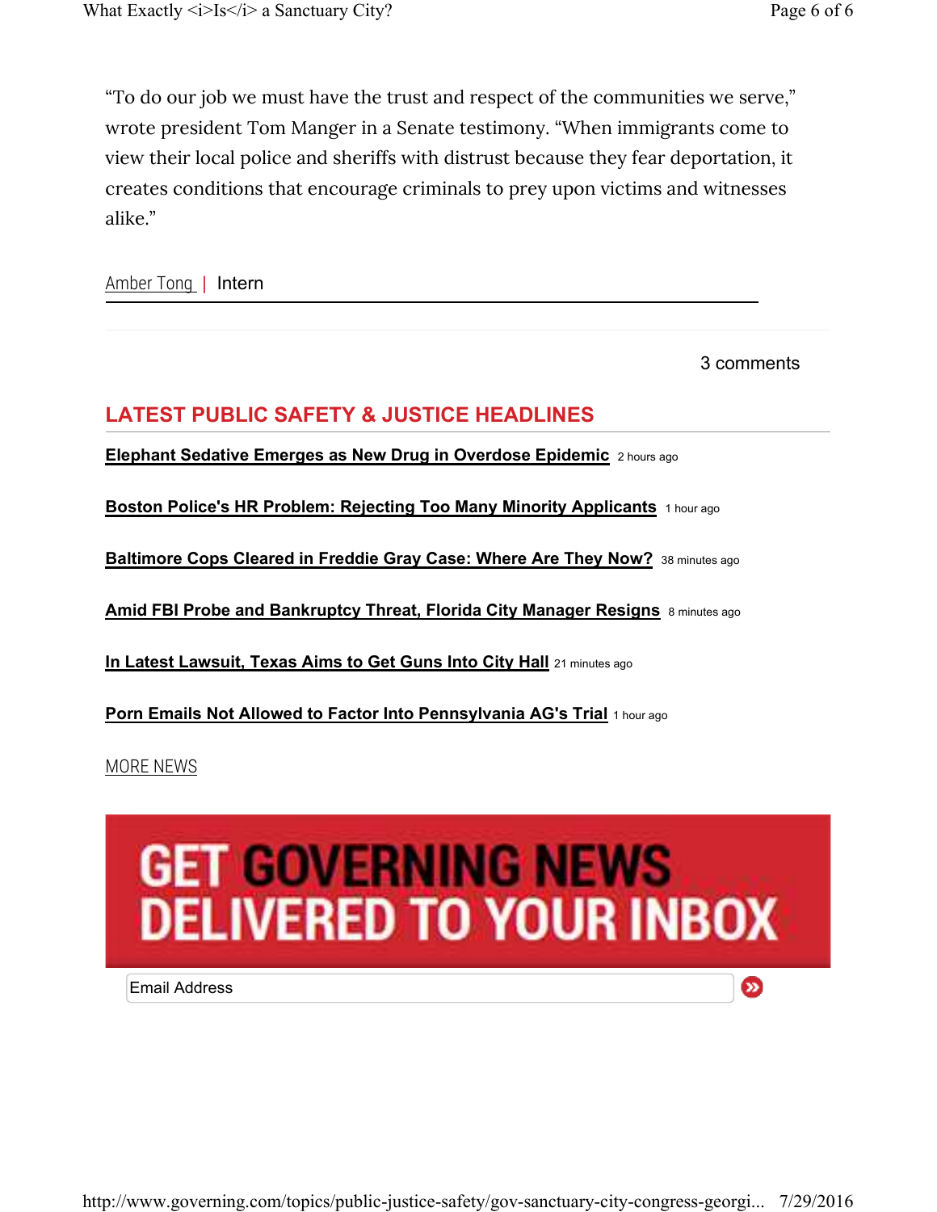"To do our job we must have the trust and respect of the communities we serve," wrote president Tom Manger in a Senate testimony. "When immigrants come to view their local police and sheriffs with distrust because they fear deportation, it creates conditions that encourage criminals to prey upon victims and witnesses alike."

Amber Tong | Intern

3 comments

## LATEST PUBLIC SAFETY & JUSTICE HEADLINES

**Elephant Sedative Emerges as New Drug in Overdose Epidemic** 2 hours ago

**Boston Police's HR Problem: Rejecting Too Many Minority Applicants** 1 hour ago

**Baltimore Cops Cleared in Freddie Gray Case: Where Are They Now?** 38 minutes ago

**Amid FBI Probe and Bankruptcy Threat, Florida City Manager Resigns** 8 minutes ago

**In Latest Lawsuit, Texas Aims to Get Guns Into City Hall** 21 minutes ago

**Porn Emails Not Allowed to Factor Into Pennsylvania AG's Trial** 1 hour ago

MORE NEWS

GET GOVERNING NEWS DELIVERED TO YOUR INBOX

Email Address